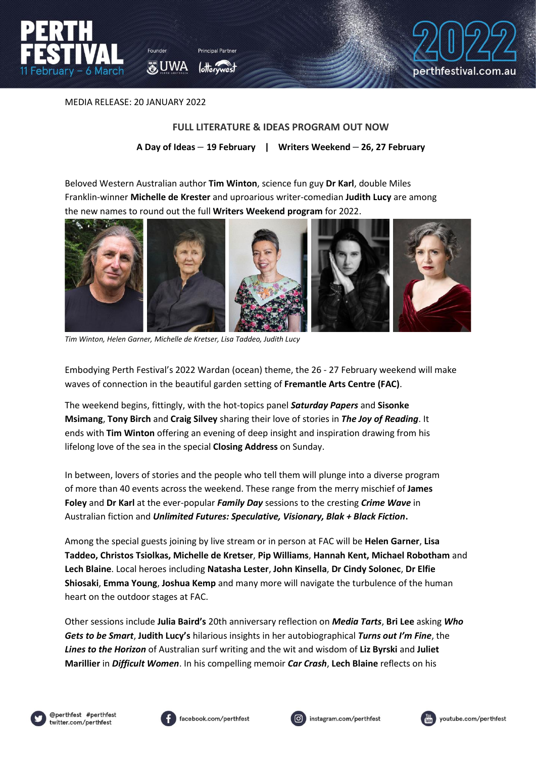MEDIA RELEASE: 20 JANUARY 2022

## FULL LITERATURE & IDEAS PROGRAM OUT NOW

**A Day of Ideas – 19 February | Writers Weekend – 26, 27 February**

Beloved Western Australian author **Tim Winton**, science fun guy **Dr Karl**, double Miles Franklin-winner **Michelle de Krester** and uproarious writer-comedian **Judith Lucy** are among the new names to round out the full **Writers Weekend program** for 2022.

*Tim Winton, Helen Garner, Michelle de Kretser, Lisa Taddeo, Judith Lucy*

Embodying Perth Festival's 2022 Wardan (ocean) theme, the 26 - 27 February weekend will make waves of connection in the beautiful garden setting of **Fremantle Arts Centre (FAC)**.

The weekend begins, fittingly, with the hot-topics panel ***Saturday Papers*** and **Sisonke Msimang**, **Tony Birch** and **Craig Silvey** sharing their love of stories in ***The Joy of Reading***. It ends with **Tim Winton** offering an evening of deep insight and inspiration drawing from his lifelong love of the sea in the special **Closing Address** on Sunday.

In between, lovers of stories and the people who tell them will plunge into a diverse program of more than 40 events across the weekend. These range from the merry mischief of **James Foley** and **Dr Karl** at the ever-popular ***Family Day*** sessions to the cresting ***Crime Wave*** in Australian fiction and ***Unlimited Futures: Speculative, Visionary, Blak + Black Fiction*.**

Among the special guests joining by live stream or in person at FAC will be **Helen Garner**, **Lisa Taddeo, Christos Tsiolkas, Michelle de Kretser**, **Pip Williams**, **Hannah Kent, Michael Robotham** and **Lech Blaine**. Local heroes including **Natasha Lester**, **John Kinsella**, **Dr Cindy Solonec**, **Dr Elfie Shiosaki**, **Emma Young**, **Joshua Kemp** and many more will navigate the turbulence of the human heart on the outdoor stages at FAC.

Other sessions include **Julia Baird's** 20th anniversary reflection on ***Media Tarts***, **Bri Lee** asking ***Who Gets to be Smart***, **Judith Lucy's** hilarious insights in her autobiographical ***Turns out I'm Fine***, the ***Lines to the Horizon*** of Australian surf writing and the wit and wisdom of **Liz Byrski** and **Juliet Marillier** in ***Difficult Women***. In his compelling memoir ***Car Crash***, **Lech Blaine** reflects on his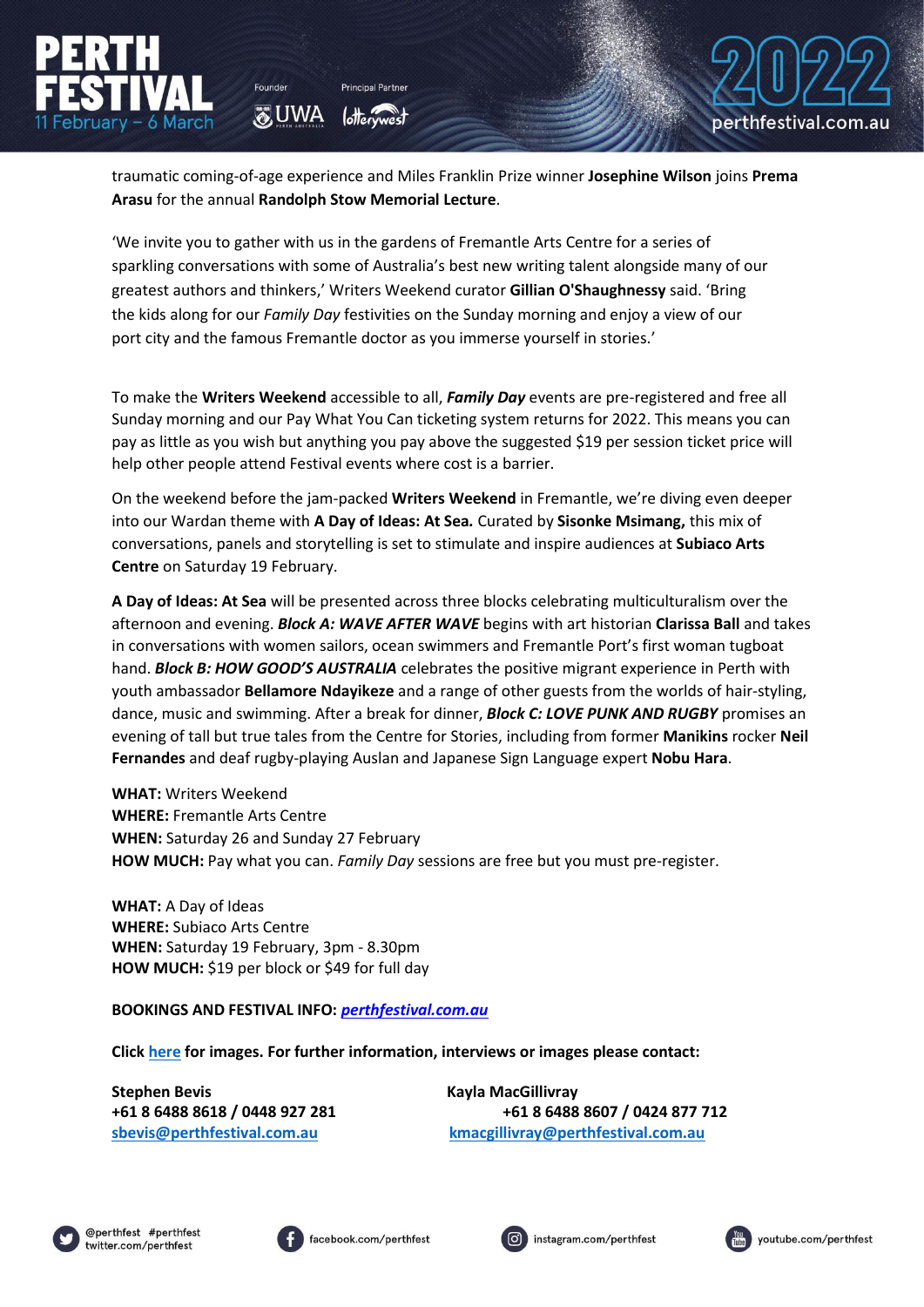traumatic coming-of-age experience and Miles Franklin Prize winner **Josephine Wilson** joins **Prema Arasu** for the annual **Randolph Stow Memorial Lecture**.

'We invite you to gather with us in the gardens of Fremantle Arts Centre for a series of sparkling conversations with some of Australia's best new writing talent alongside many of our greatest authors and thinkers,' Writers Weekend curator **Gillian O'Shaughnessy** said. 'Bring the kids along for our *Family Day* festivities on the Sunday morning and enjoy a view of our port city and the famous Fremantle doctor as you immerse yourself in stories.'

To make the **Writers Weekend** accessible to all, ***Family Day*** events are pre-registered and free all Sunday morning and our Pay What You Can ticketing system returns for 2022. This means you can pay as little as you wish but anything you pay above the suggested $19 per session ticket price will help other people attend Festival events where cost is a barrier.

On the weekend before the jam-packed **Writers Weekend** in Fremantle, we're diving even deeper into our Wardan theme with **A Day of Ideas: *At Sea.*** Curated by **Sisonke Msimang,** this mix of conversations, panels and storytelling is set to stimulate and inspire audiences at **Subiaco Arts Centre** on Saturday 19 February.

**A Day of Ideas: At Sea** will be presented across three blocks celebrating multiculturalism over the afternoon and evening. ***Block A: WAVE AFTER WAVE*** begins with art historian **Clarissa Ball** and takes in conversations with women sailors, ocean swimmers and Fremantle Port's first woman tugboat hand. ***Block B: HOW GOOD'S AUSTRALIA*** celebrates the positive migrant experience in Perth with youth ambassador **Bellamore Ndayikeze** and a range of other guests from the worlds of hair-styling, dance, music and swimming. After a break for dinner, ***Block C: LOVE PUNK AND RUGBY*** promises an evening of tall but true tales from the Centre for Stories, including from former **Manikins** rocker **Neil Fernandes** and deaf rugby-playing Auslan and Japanese Sign Language expert **Nobu Hara**.

**WHAT:** Writers Weekend
**WHERE:** Fremantle Arts Centre
**WHEN:** Saturday 26 and Sunday 27 February
**HOW MUCH:** Pay what you can. *Family Day* sessions are free but you must pre-register.

**WHAT:** A Day of Ideas
**WHERE:** Subiaco Arts Centre
**WHEN:** Saturday 19 February, 3pm - 8.30pm
**HOW MUCH:** $19 per block or $49 for full day

**BOOKINGS AND FESTIVAL INFO:** ***perthfestival.com.au***

**Click here for images. For further information, interviews or images please contact:**

**Stephen Bevis**
**+61 8 6488 8618 / 0448 927 281**
**sbevis@perthfestival.com.au**

**Kayla MacGillivray**
**+61 8 6488 8607 / 0424 877 712**
**kmacgillivray@perthfestival.com.au**

@perthfest #perthfest twitter.com/perthfest

facebook.com/perthfest

instagram.com/perthfest

youtube.com/perthfest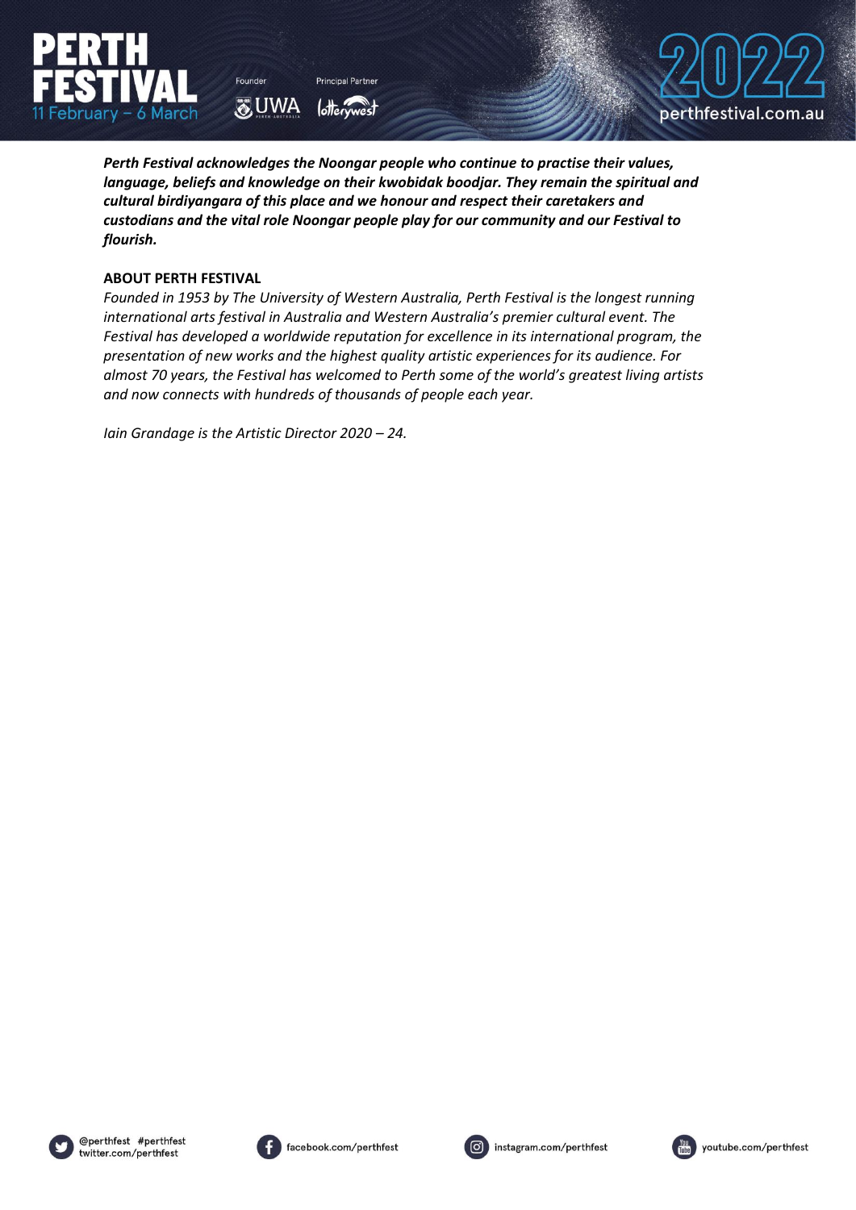***Perth Festival acknowledges the Noongar people who continue to practise their values, language, beliefs and knowledge on their kwobidak boodjar. They remain the spiritual and cultural birdiyangara of this place and we honour and respect their caretakers and custodians and the vital role Noongar people play for our community and our Festival to flourish.***

**ABOUT PERTH FESTIVAL**

*Founded in 1953 by The University of Western Australia, Perth Festival is the longest running international arts festival in Australia and Western Australia's premier cultural event. The Festival has developed a worldwide reputation for excellence in its international program, the presentation of new works and the highest quality artistic experiences for its audience. For almost 70 years, the Festival has welcomed to Perth some of the world's greatest living artists and now connects with hundreds of thousands of people each year.*

*Iain Grandage is the Artistic Director 2020 – 24.*